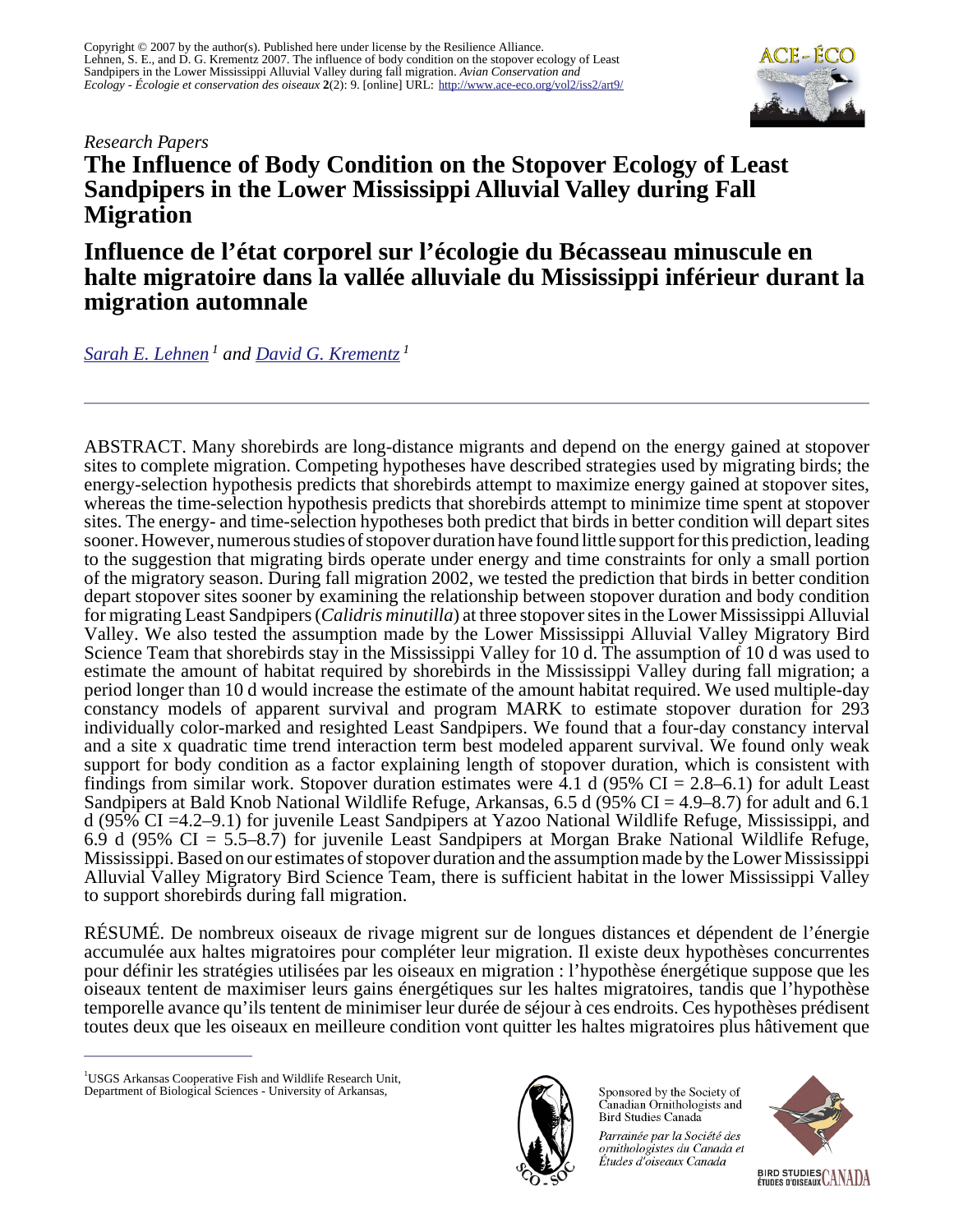Copyright © 2007 by the author(s). Published here under license by the Resilience Alliance.
Lehnen, S. E., and D. G. Krementz 2007. The influence of body condition on the stopover ecology of Least Sandpipers in the Lower Mississippi Alluvial Valley during fall migration. *Avian Conservation and Ecology - Écologie et conservation des oiseaux* **2**(2): 9. [online] URL: http://www.ace-eco.org/vol2/iss2/art9/

*Research Papers*

# The Influence of Body Condition on the Stopover Ecology of Least Sandpipers in the Lower Mississippi Alluvial Valley during Fall Migration

# Influence de l'état corporel sur l'écologie du Bécasseau minuscule en halte migratoire dans la vallée alluviale du Mississippi inférieur durant la migration automnale

*Sarah E. Lehnen* [1] *and David G. Krementz* [1]

---

ABSTRACT. Many shorebirds are long-distance migrants and depend on the energy gained at stopover sites to complete migration. Competing hypotheses have described strategies used by migrating birds; the energy-selection hypothesis predicts that shorebirds attempt to maximize energy gained at stopover sites, whereas the time-selection hypothesis predicts that shorebirds attempt to minimize time spent at stopover sites. The energy- and time-selection hypotheses both predict that birds in better condition will depart sites sooner. However, numerous studies of stopover duration have found little support for this prediction, leading to the suggestion that migrating birds operate under energy and time constraints for only a small portion of the migratory season. During fall migration 2002, we tested the prediction that birds in better condition depart stopover sites sooner by examining the relationship between stopover duration and body condition for migrating Least Sandpipers (*Calidris minutilla*) at three stopover sites in the Lower Mississippi Alluvial Valley. We also tested the assumption made by the Lower Mississippi Alluvial Valley Migratory Bird Science Team that shorebirds stay in the Mississippi Valley for 10 d. The assumption of 10 d was used to estimate the amount of habitat required by shorebirds in the Mississippi Valley during fall migration; a period longer than 10 d would increase the estimate of the amount habitat required. We used multiple-day constancy models of apparent survival and program MARK to estimate stopover duration for 293 individually color-marked and resighted Least Sandpipers. We found that a four-day constancy interval and a site x quadratic time trend interaction term best modeled apparent survival. We found only weak support for body condition as a factor explaining length of stopover duration, which is consistent with findings from similar work. Stopover duration estimates were 4.1 d (95% CI = 2.8–6.1) for adult Least Sandpipers at Bald Knob National Wildlife Refuge, Arkansas, 6.5 d (95% CI = 4.9–8.7) for adult and 6.1 d (95% CI =4.2–9.1) for juvenile Least Sandpipers at Yazoo National Wildlife Refuge, Mississippi, and 6.9 d (95% CI = 5.5–8.7) for juvenile Least Sandpipers at Morgan Brake National Wildlife Refuge, Mississippi. Based on our estimates of stopover duration and the assumption made by the Lower Mississippi Alluvial Valley Migratory Bird Science Team, there is sufficient habitat in the lower Mississippi Valley to support shorebirds during fall migration.

RÉSUMÉ. De nombreux oiseaux de rivage migrent sur de longues distances et dépendent de l'énergie accumulée aux haltes migratoires pour compléter leur migration. Il existe deux hypothèses concurrentes pour définir les stratégies utilisées par les oiseaux en migration : l'hypothèse énergétique suppose que les oiseaux tentent de maximiser leurs gains énergétiques sur les haltes migratoires, tandis que l'hypothèse temporelle avance qu'ils tentent de minimiser leur durée de séjour à ces endroits. Ces hypothèses prédisent toutes deux que les oiseaux en meilleure condition vont quitter les haltes migratoires plus hâtivement que

---

[1] USGS Arkansas Cooperative Fish and Wildlife Research Unit, Department of Biological Sciences - University of Arkansas,

Sponsored by the Society of Canadian Ornithologists and Bird Studies Canada

*Parrainée par la Société des ornithologistes du Canada et Études d'oiseaux Canada*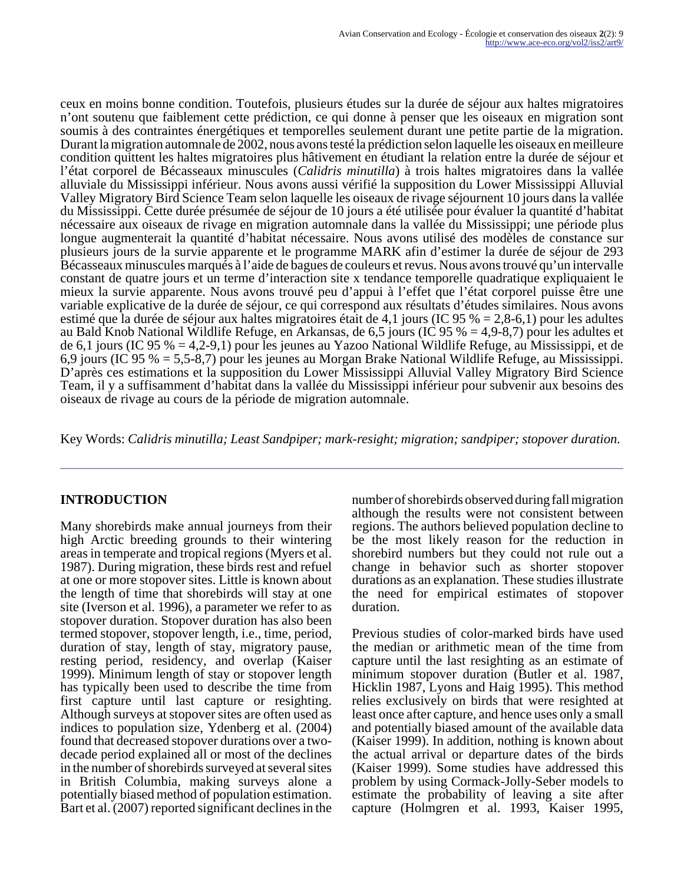ceux en moins bonne condition. Toutefois, plusieurs études sur la durée de séjour aux haltes migratoires n'ont soutenu que faiblement cette prédiction, ce qui donne à penser que les oiseaux en migration sont soumis à des contraintes énergétiques et temporelles seulement durant une petite partie de la migration. Durant la migration automnale de 2002, nous avons testé la prédiction selon laquelle les oiseaux en meilleure condition quittent les haltes migratoires plus hâtivement en étudiant la relation entre la durée de séjour et l'état corporel de Bécasseaux minuscules (*Calidris minutilla*) à trois haltes migratoires dans la vallée alluviale du Mississippi inférieur. Nous avons aussi vérifié la supposition du Lower Mississippi Alluvial Valley Migratory Bird Science Team selon laquelle les oiseaux de rivage séjournent 10 jours dans la vallée du Mississippi. Cette durée présumée de séjour de 10 jours a été utilisée pour évaluer la quantité d'habitat nécessaire aux oiseaux de rivage en migration automnale dans la vallée du Mississippi; une période plus longue augmenterait la quantité d'habitat nécessaire. Nous avons utilisé des modèles de constance sur plusieurs jours de la survie apparente et le programme MARK afin d'estimer la durée de séjour de 293 Bécasseaux minuscules marqués à l'aide de bagues de couleurs et revus. Nous avons trouvé qu'un intervalle constant de quatre jours et un terme d'interaction site x tendance temporelle quadratique expliquaient le mieux la survie apparente. Nous avons trouvé peu d'appui à l'effet que l'état corporel puisse être une variable explicative de la durée de séjour, ce qui correspond aux résultats d'études similaires. Nous avons estimé que la durée de séjour aux haltes migratoires était de 4,1 jours (IC 95 % = 2,8-6,1) pour les adultes au Bald Knob National Wildlife Refuge, en Arkansas, de 6,5 jours (IC 95 % = 4,9-8,7) pour les adultes et de 6,1 jours (IC 95 % = 4,2-9,1) pour les jeunes au Yazoo National Wildlife Refuge, au Mississippi, et de 6,9 jours (IC 95 % = 5,5-8,7) pour les jeunes au Morgan Brake National Wildlife Refuge, au Mississippi. D'après ces estimations et la supposition du Lower Mississippi Alluvial Valley Migratory Bird Science Team, il y a suffisamment d'habitat dans la vallée du Mississippi inférieur pour subvenir aux besoins des oiseaux de rivage au cours de la période de migration automnale.

Key Words: *Calidris minutilla; Least Sandpiper; mark-resight; migration; sandpiper; stopover duration.*

## INTRODUCTION

Many shorebirds make annual journeys from their high Arctic breeding grounds to their wintering areas in temperate and tropical regions (Myers et al. 1987). During migration, these birds rest and refuel at one or more stopover sites. Little is known about the length of time that shorebirds will stay at one site (Iverson et al. 1996), a parameter we refer to as stopover duration. Stopover duration has also been termed stopover, stopover length, i.e., time, period, duration of stay, length of stay, migratory pause, resting period, residency, and overlap (Kaiser 1999). Minimum length of stay or stopover length has typically been used to describe the time from first capture until last capture or resighting. Although surveys at stopover sites are often used as indices to population size, Ydenberg et al. (2004) found that decreased stopover durations over a two-decade period explained all or most of the declines in the number of shorebirds surveyed at several sites in British Columbia, making surveys alone a potentially biased method of population estimation. Bart et al. (2007) reported significant declines in the number of shorebirds observed during fall migration although the results were not consistent between regions. The authors believed population decline to be the most likely reason for the reduction in shorebird numbers but they could not rule out a change in behavior such as shorter stopover durations as an explanation. These studies illustrate the need for empirical estimates of stopover duration.

Previous studies of color-marked birds have used the median or arithmetic mean of the time from capture until the last resighting as an estimate of minimum stopover duration (Butler et al. 1987, Hicklin 1987, Lyons and Haig 1995). This method relies exclusively on birds that were resighted at least once after capture, and hence uses only a small and potentially biased amount of the available data (Kaiser 1999). In addition, nothing is known about the actual arrival or departure dates of the birds (Kaiser 1999). Some studies have addressed this problem by using Cormack-Jolly-Seber models to estimate the probability of leaving a site after capture (Holmgren et al. 1993, Kaiser 1995,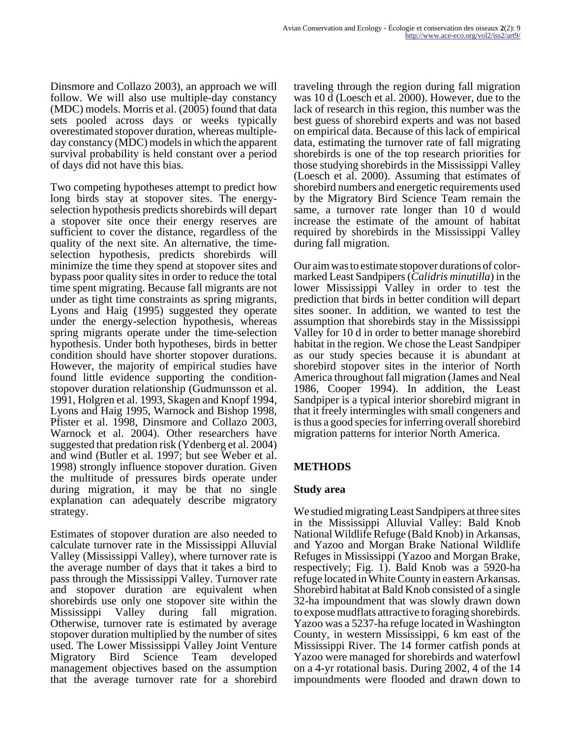Dinsmore and Collazo 2003), an approach we will follow. We will also use multiple-day constancy (MDC) models. Morris et al. (2005) found that data sets pooled across days or weeks typically overestimated stopover duration, whereas multiple-day constancy (MDC) models in which the apparent survival probability is held constant over a period of days did not have this bias.

Two competing hypotheses attempt to predict how long birds stay at stopover sites. The energy-selection hypothesis predicts shorebirds will depart a stopover site once their energy reserves are sufficient to cover the distance, regardless of the quality of the next site. An alternative, the time-selection hypothesis, predicts shorebirds will minimize the time they spend at stopover sites and bypass poor quality sites in order to reduce the total time spent migrating. Because fall migrants are not under as tight time constraints as spring migrants, Lyons and Haig (1995) suggested they operate under the energy-selection hypothesis, whereas spring migrants operate under the time-selection hypothesis. Under both hypotheses, birds in better condition should have shorter stopover durations. However, the majority of empirical studies have found little evidence supporting the condition-stopover duration relationship (Gudmunsson et al. 1991, Holgren et al. 1993, Skagen and Knopf 1994, Lyons and Haig 1995, Warnock and Bishop 1998, Pfister et al. 1998, Dinsmore and Collazo 2003, Warnock et al. 2004). Other researchers have suggested that predation risk (Ydenberg et al. 2004) and wind (Butler et al. 1997; but see Weber et al. 1998) strongly influence stopover duration. Given the multitude of pressures birds operate under during migration, it may be that no single explanation can adequately describe migratory strategy.

Estimates of stopover duration are also needed to calculate turnover rate in the Mississippi Alluvial Valley (Mississippi Valley), where turnover rate is the average number of days that it takes a bird to pass through the Mississippi Valley. Turnover rate and stopover duration are equivalent when shorebirds use only one stopover site within the Mississippi Valley during fall migration. Otherwise, turnover rate is estimated by average stopover duration multiplied by the number of sites used. The Lower Mississippi Valley Joint Venture Migratory Bird Science Team developed management objectives based on the assumption that the average turnover rate for a shorebird traveling through the region during fall migration was 10 d (Loesch et al. 2000). However, due to the lack of research in this region, this number was the best guess of shorebird experts and was not based on empirical data. Because of this lack of empirical data, estimating the turnover rate of fall migrating shorebirds is one of the top research priorities for those studying shorebirds in the Mississippi Valley (Loesch et al. 2000). Assuming that estimates of shorebird numbers and energetic requirements used by the Migratory Bird Science Team remain the same, a turnover rate longer than 10 d would increase the estimate of the amount of habitat required by shorebirds in the Mississippi Valley during fall migration.

Our aim was to estimate stopover durations of color-marked Least Sandpipers (*Calidris minutilla*) in the lower Mississippi Valley in order to test the prediction that birds in better condition will depart sites sooner. In addition, we wanted to test the assumption that shorebirds stay in the Mississippi Valley for 10 d in order to better manage shorebird habitat in the region. We chose the Least Sandpiper as our study species because it is abundant at shorebird stopover sites in the interior of North America throughout fall migration (James and Neal 1986, Cooper 1994). In addition, the Least Sandpiper is a typical interior shorebird migrant in that it freely intermingles with small congeners and is thus a good species for inferring overall shorebird migration patterns for interior North America.

## METHODS

### Study area

We studied migrating Least Sandpipers at three sites in the Mississippi Alluvial Valley: Bald Knob National Wildlife Refuge (Bald Knob) in Arkansas, and Yazoo and Morgan Brake National Wildlife Refuges in Mississippi (Yazoo and Morgan Brake, respectively; Fig. 1). Bald Knob was a 5920-ha refuge located in White County in eastern Arkansas. Shorebird habitat at Bald Knob consisted of a single 32-ha impoundment that was slowly drawn down to expose mudflats attractive to foraging shorebirds. Yazoo was a 5237-ha refuge located in Washington County, in western Mississippi, 6 km east of the Mississippi River. The 14 former catfish ponds at Yazoo were managed for shorebirds and waterfowl on a 4-yr rotational basis. During 2002, 4 of the 14 impoundments were flooded and drawn down to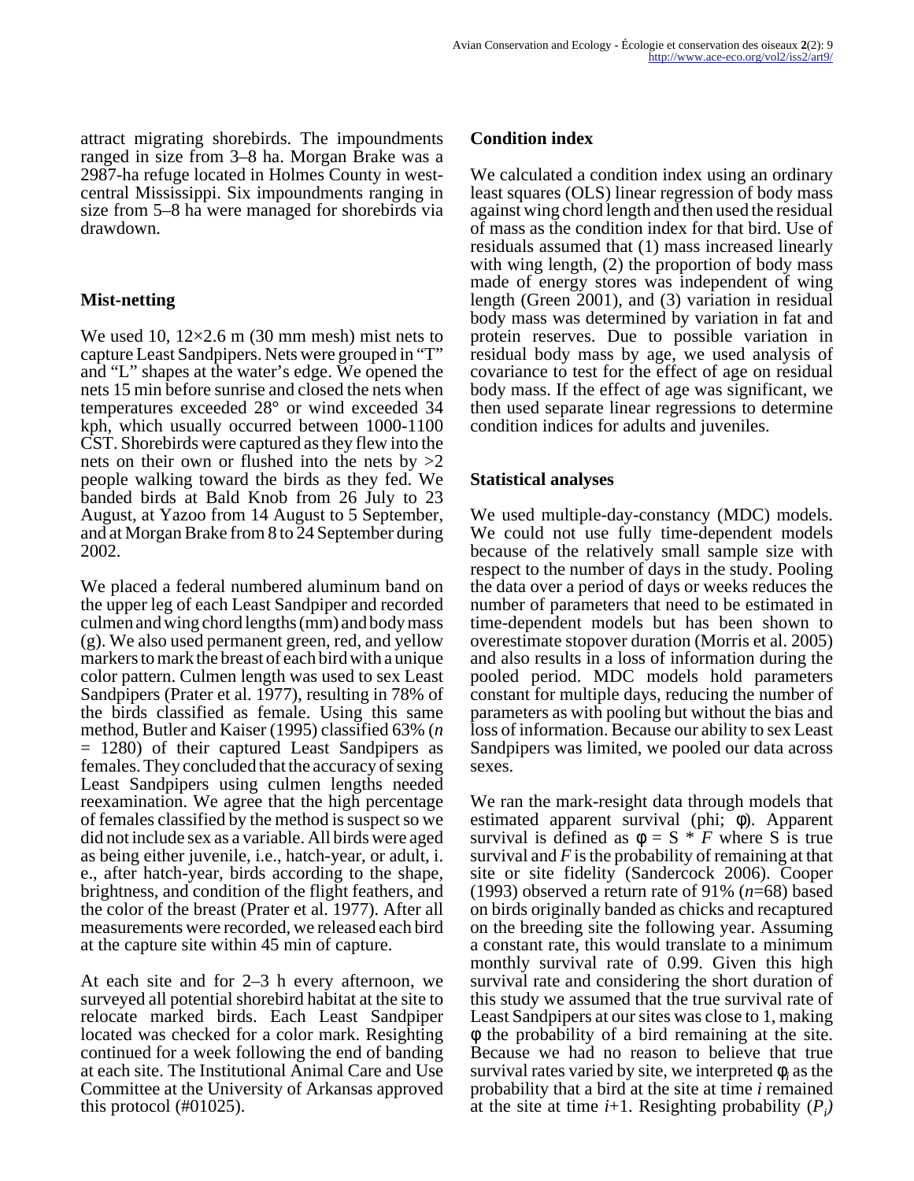attract migrating shorebirds. The impoundments ranged in size from 3–8 ha. Morgan Brake was a 2987-ha refuge located in Holmes County in west-central Mississippi. Six impoundments ranging in size from 5–8 ha were managed for shorebirds via drawdown.

## Mist-netting

We used 10, 12×2.6 m (30 mm mesh) mist nets to capture Least Sandpipers. Nets were grouped in "T" and "L" shapes at the water's edge. We opened the nets 15 min before sunrise and closed the nets when temperatures exceeded 28° or wind exceeded 34 kph, which usually occurred between 1000-1100 CST. Shorebirds were captured as they flew into the nets on their own or flushed into the nets by >2 people walking toward the birds as they fed. We banded birds at Bald Knob from 26 July to 23 August, at Yazoo from 14 August to 5 September, and at Morgan Brake from 8 to 24 September during 2002.

We placed a federal numbered aluminum band on the upper leg of each Least Sandpiper and recorded culmen and wing chord lengths (mm) and body mass (g). We also used permanent green, red, and yellow markers to mark the breast of each bird with a unique color pattern. Culmen length was used to sex Least Sandpipers (Prater et al. 1977), resulting in 78% of the birds classified as female. Using this same method, Butler and Kaiser (1995) classified 63% ($n$ = 1280) of their captured Least Sandpipers as females. They concluded that the accuracy of sexing Least Sandpipers using culmen lengths needed reexamination. We agree that the high percentage of females classified by the method is suspect so we did not include sex as a variable. All birds were aged as being either juvenile, i.e., hatch-year, or adult, i.e., after hatch-year, birds according to the shape, brightness, and condition of the flight feathers, and the color of the breast (Prater et al. 1977). After all measurements were recorded, we released each bird at the capture site within 45 min of capture.

At each site and for 2–3 h every afternoon, we surveyed all potential shorebird habitat at the site to relocate marked birds. Each Least Sandpiper located was checked for a color mark. Resighting continued for a week following the end of banding at each site. The Institutional Animal Care and Use Committee at the University of Arkansas approved this protocol (#01025).

## Condition index

We calculated a condition index using an ordinary least squares (OLS) linear regression of body mass against wing chord length and then used the residual of mass as the condition index for that bird. Use of residuals assumed that (1) mass increased linearly with wing length, (2) the proportion of body mass made of energy stores was independent of wing length (Green 2001), and (3) variation in residual body mass was determined by variation in fat and protein reserves. Due to possible variation in residual body mass by age, we used analysis of covariance to test for the effect of age on residual body mass. If the effect of age was significant, we then used separate linear regressions to determine condition indices for adults and juveniles.

## Statistical analyses

We used multiple-day-constancy (MDC) models. We could not use fully time-dependent models because of the relatively small sample size with respect to the number of days in the study. Pooling the data over a period of days or weeks reduces the number of parameters that need to be estimated in time-dependent models but has been shown to overestimate stopover duration (Morris et al. 2005) and also results in a loss of information during the pooled period. MDC models hold parameters constant for multiple days, reducing the number of parameters as with pooling but without the bias and loss of information. Because our ability to sex Least Sandpipers was limited, we pooled our data across sexes.

We ran the mark-resight data through models that estimated apparent survival (phi; $\phi$). Apparent survival is defined as $\phi = S * F$ where S is true survival and $F$ is the probability of remaining at that site or site fidelity (Sandercock 2006). Cooper (1993) observed a return rate of 91% ($n$=68) based on birds originally banded as chicks and recaptured on the breeding site the following year. Assuming a constant rate, this would translate to a minimum monthly survival rate of 0.99. Given this high survival rate and considering the short duration of this study we assumed that the true survival rate of Least Sandpipers at our sites was close to 1, making $\phi$ the probability of a bird remaining at the site. Because we had no reason to believe that true survival rates varied by site, we interpreted $\phi_i$ as the probability that a bird at the site at time $i$ remained at the site at time $i$+1. Resighting probability ($P_i$)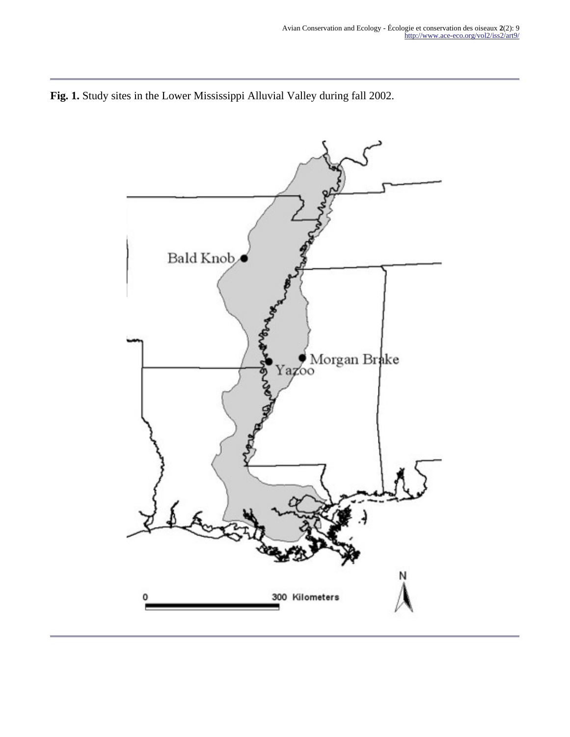**Fig. 1.** Study sites in the Lower Mississippi Alluvial Valley during fall 2002.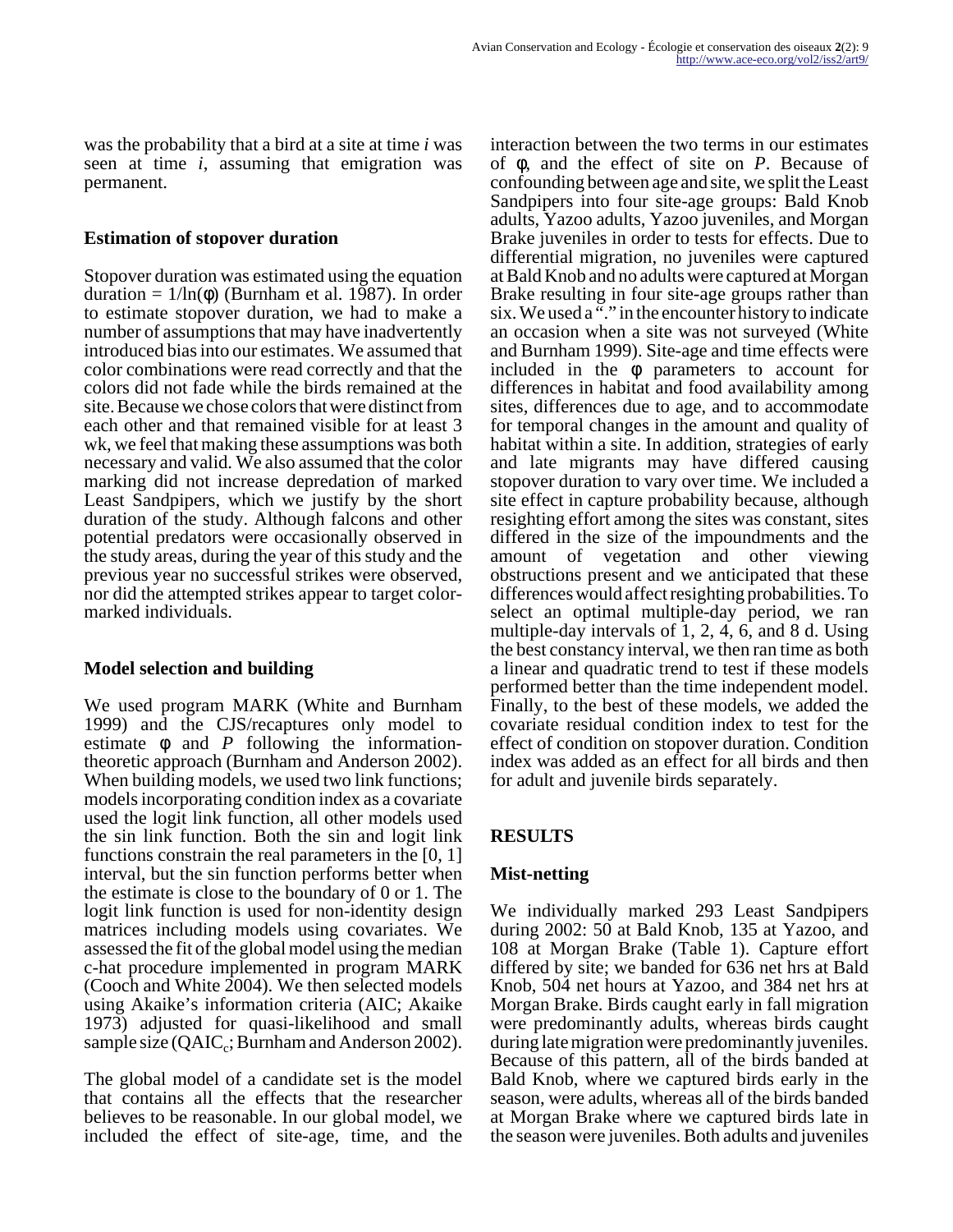was the probability that a bird at a site at time *i* was seen at time *i*, assuming that emigration was permanent.

### Estimation of stopover duration

Stopover duration was estimated using the equation duration = $1/\ln(\phi)$ (Burnham et al. 1987). In order to estimate stopover duration, we had to make a number of assumptions that may have inadvertently introduced bias into our estimates. We assumed that color combinations were read correctly and that the colors did not fade while the birds remained at the site. Because we chose colors that were distinct from each other and that remained visible for at least 3 wk, we feel that making these assumptions was both necessary and valid. We also assumed that the color marking did not increase depredation of marked Least Sandpipers, which we justify by the short duration of the study. Although falcons and other potential predators were occasionally observed in the study areas, during the year of this study and the previous year no successful strikes were observed, nor did the attempted strikes appear to target color-marked individuals.

### Model selection and building

We used program MARK (White and Burnham 1999) and the CJS/recaptures only model to estimate $\phi$ and *P* following the information-theoretic approach (Burnham and Anderson 2002). When building models, we used two link functions; models incorporating condition index as a covariate used the logit link function, all other models used the sin link function. Both the sin and logit link functions constrain the real parameters in the [0, 1] interval, but the sin function performs better when the estimate is close to the boundary of 0 or 1. The logit link function is used for non-identity design matrices including models using covariates. We assessed the fit of the global model using the median c-hat procedure implemented in program MARK (Cooch and White 2004). We then selected models using Akaike's information criteria (AIC; Akaike 1973) adjusted for quasi-likelihood and small sample size ($QAIC_c$; Burnham and Anderson 2002).

The global model of a candidate set is the model that contains all the effects that the researcher believes to be reasonable. In our global model, we included the effect of site-age, time, and the interaction between the two terms in our estimates of $\phi$, and the effect of site on *P*. Because of confounding between age and site, we split the Least Sandpipers into four site-age groups: Bald Knob adults, Yazoo adults, Yazoo juveniles, and Morgan Brake juveniles in order to tests for effects. Due to differential migration, no juveniles were captured at Bald Knob and no adults were captured at Morgan Brake resulting in four site-age groups rather than six. We used a "." in the encounter history to indicate an occasion when a site was not surveyed (White and Burnham 1999). Site-age and time effects were included in the $\phi$ parameters to account for differences in habitat and food availability among sites, differences due to age, and to accommodate for temporal changes in the amount and quality of habitat within a site. In addition, strategies of early and late migrants may have differed causing stopover duration to vary over time. We included a site effect in capture probability because, although resighting effort among the sites was constant, sites differed in the size of the impoundments and the amount of vegetation and other viewing obstructions present and we anticipated that these differences would affect resighting probabilities. To select an optimal multiple-day period, we ran multiple-day intervals of 1, 2, 4, 6, and 8 d. Using the best constancy interval, we then ran time as both a linear and quadratic trend to test if these models performed better than the time independent model. Finally, to the best of these models, we added the covariate residual condition index to test for the effect of condition on stopover duration. Condition index was added as an effect for all birds and then for adult and juvenile birds separately.

## RESULTS

### Mist-netting

We individually marked 293 Least Sandpipers during 2002: 50 at Bald Knob, 135 at Yazoo, and 108 at Morgan Brake (Table 1). Capture effort differed by site; we banded for 636 net hrs at Bald Knob, 504 net hours at Yazoo, and 384 net hrs at Morgan Brake. Birds caught early in fall migration were predominantly adults, whereas birds caught during late migration were predominantly juveniles. Because of this pattern, all of the birds banded at Bald Knob, where we captured birds early in the season, were adults, whereas all of the birds banded at Morgan Brake where we captured birds late in the season were juveniles. Both adults and juveniles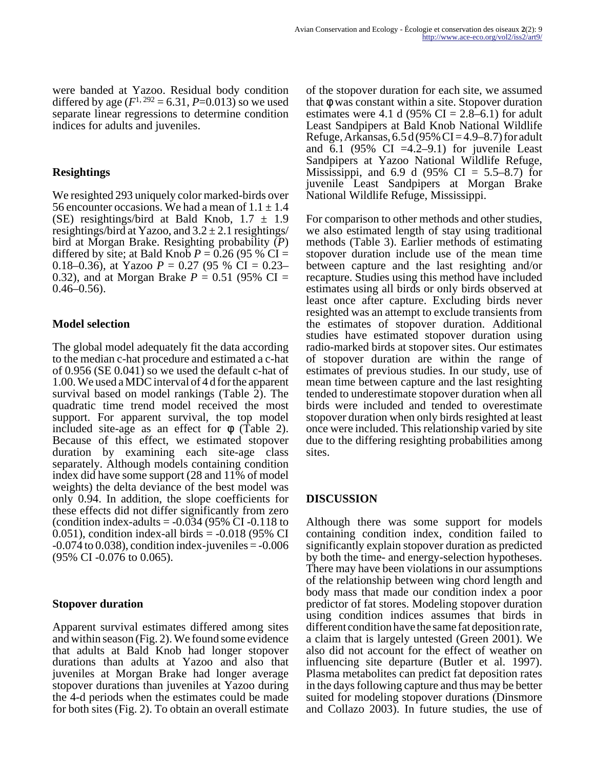were banded at Yazoo. Residual body condition differed by age ($F^{1, 292} = 6.31$, $P$=0.013) so we used separate linear regressions to determine condition indices for adults and juveniles.

### Resightings

We resighted 293 uniquely color marked-birds over 56 encounter occasions. We had a mean of 1.1 ± 1.4 (SE) resightings/bird at Bald Knob, 1.7 ± 1.9 resightings/bird at Yazoo, and 3.2 ± 2.1 resightings/bird at Morgan Brake. Resighting probability ($P$) differed by site; at Bald Knob $P$ = 0.26 (95 % CI = 0.18–0.36), at Yazoo $P$ = 0.27 (95 % CI = 0.23–0.32), and at Morgan Brake $P$ = 0.51 (95% CI = 0.46–0.56).

### Model selection

The global model adequately fit the data according to the median c-hat procedure and estimated a c-hat of 0.956 (SE 0.041) so we used the default c-hat of 1.00. We used a MDC interval of 4 d for the apparent survival based on model rankings (Table 2). The quadratic time trend model received the most support. For apparent survival, the top model included site-age as an effect for φ (Table 2). Because of this effect, we estimated stopover duration by examining each site-age class separately. Although models containing condition index did have some support (28 and 11% of model weights) the delta deviance of the best model was only 0.94. In addition, the slope coefficients for these effects did not differ significantly from zero (condition index-adults = -0.034 (95% CI -0.118 to 0.051), condition index-all birds = -0.018 (95% CI -0.074 to 0.038), condition index-juveniles = -0.006 (95% CI -0.076 to 0.065).

### Stopover duration

Apparent survival estimates differed among sites and within season (Fig. 2). We found some evidence that adults at Bald Knob had longer stopover durations than adults at Yazoo and also that juveniles at Morgan Brake had longer average stopover durations than juveniles at Yazoo during the 4-d periods when the estimates could be made for both sites (Fig. 2). To obtain an overall estimate of the stopover duration for each site, we assumed that φ was constant within a site. Stopover duration estimates were 4.1 d (95% CI = 2.8–6.1) for adult Least Sandpipers at Bald Knob National Wildlife Refuge, Arkansas, 6.5 d (95% CI = 4.9–8.7) for adult and 6.1 (95% CI =4.2–9.1) for juvenile Least Sandpipers at Yazoo National Wildlife Refuge, Mississippi, and 6.9 d (95% CI = 5.5–8.7) for juvenile Least Sandpipers at Morgan Brake National Wildlife Refuge, Mississippi.

For comparison to other methods and other studies, we also estimated length of stay using traditional methods (Table 3). Earlier methods of estimating stopover duration include use of the mean time between capture and the last resighting and/or recapture. Studies using this method have included estimates using all birds or only birds observed at least once after capture. Excluding birds never resighted was an attempt to exclude transients from the estimates of stopover duration. Additional studies have estimated stopover duration using radio-marked birds at stopover sites. Our estimates of stopover duration are within the range of estimates of previous studies. In our study, use of mean time between capture and the last resighting tended to underestimate stopover duration when all birds were included and tended to overestimate stopover duration when only birds resighted at least once were included. This relationship varied by site due to the differing resighting probabilities among sites.

## DISCUSSION

Although there was some support for models containing condition index, condition failed to significantly explain stopover duration as predicted by both the time- and energy-selection hypotheses. There may have been violations in our assumptions of the relationship between wing chord length and body mass that made our condition index a poor predictor of fat stores. Modeling stopover duration using condition indices assumes that birds in different condition have the same fat deposition rate, a claim that is largely untested (Green 2001). We also did not account for the effect of weather on influencing site departure (Butler et al. 1997). Plasma metabolites can predict fat deposition rates in the days following capture and thus may be better suited for modeling stopover durations (Dinsmore and Collazo 2003). In future studies, the use of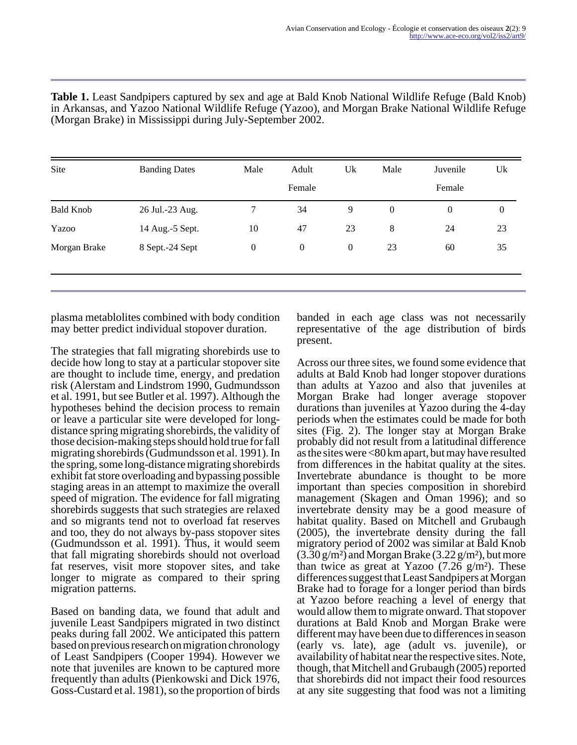**Table 1.** Least Sandpipers captured by sex and age at Bald Knob National Wildlife Refuge (Bald Knob) in Arkansas, and Yazoo National Wildlife Refuge (Yazoo), and Morgan Brake National Wildlife Refuge (Morgan Brake) in Mississippi during July-September 2002.

| Site | Banding Dates | Adult | | | Juvenile | | |
|---|---|---|---|---|---|---|---|
| | | Male | Female | Uk | Male | Female | Uk |
| Bald Knob | 26 Jul.-23 Aug. | 7 | 34 | 9 | 0 | 0 | 0 |
| Yazoo | 14 Aug.-5 Sept. | 10 | 47 | 23 | 8 | 24 | 23 |
| Morgan Brake | 8 Sept.-24 Sept | 0 | 0 | 0 | 23 | 60 | 35 |

plasma metablolites combined with body condition may better predict individual stopover duration.

The strategies that fall migrating shorebirds use to decide how long to stay at a particular stopover site are thought to include time, energy, and predation risk (Alerstam and Lindstrom 1990, Gudmundsson et al. 1991, but see Butler et al. 1997). Although the hypotheses behind the decision process to remain or leave a particular site were developed for long-distance spring migrating shorebirds, the validity of those decision-making steps should hold true for fall migrating shorebirds (Gudmundsson et al. 1991). In the spring, some long-distance migrating shorebirds exhibit fat store overloading and bypassing possible staging areas in an attempt to maximize the overall speed of migration. The evidence for fall migrating shorebirds suggests that such strategies are relaxed and so migrants tend not to overload fat reserves and too, they do not always by-pass stopover sites (Gudmundsson et al. 1991). Thus, it would seem that fall migrating shorebirds should not overload fat reserves, visit more stopover sites, and take longer to migrate as compared to their spring migration patterns.

Based on banding data, we found that adult and juvenile Least Sandpipers migrated in two distinct peaks during fall 2002. We anticipated this pattern based on previous research on migration chronology of Least Sandpipers (Cooper 1994). However we note that juveniles are known to be captured more frequently than adults (Pienkowski and Dick 1976, Goss-Custard et al. 1981), so the proportion of birds banded in each age class was not necessarily representative of the age distribution of birds present.

Across our three sites, we found some evidence that adults at Bald Knob had longer stopover durations than adults at Yazoo and also that juveniles at Morgan Brake had longer average stopover durations than juveniles at Yazoo during the 4-day periods when the estimates could be made for both sites (Fig. 2). The longer stay at Morgan Brake probably did not result from a latitudinal difference as the sites were <80 km apart, but may have resulted from differences in the habitat quality at the sites. Invertebrate abundance is thought to be more important than species composition in shorebird management (Skagen and Oman 1996); and so invertebrate density may be a good measure of habitat quality. Based on Mitchell and Grubaugh (2005), the invertebrate density during the fall migratory period of 2002 was similar at Bald Knob (3.30 g/m²) and Morgan Brake (3.22 g/m²), but more than twice as great at Yazoo (7.26 g/m²). These differences suggest that Least Sandpipers at Morgan Brake had to forage for a longer period than birds at Yazoo before reaching a level of energy that would allow them to migrate onward. That stopover durations at Bald Knob and Morgan Brake were different may have been due to differences in season (early vs. late), age (adult vs. juvenile), or availability of habitat near the respective sites. Note, though, that Mitchell and Grubaugh (2005) reported that shorebirds did not impact their food resources at any site suggesting that food was not a limiting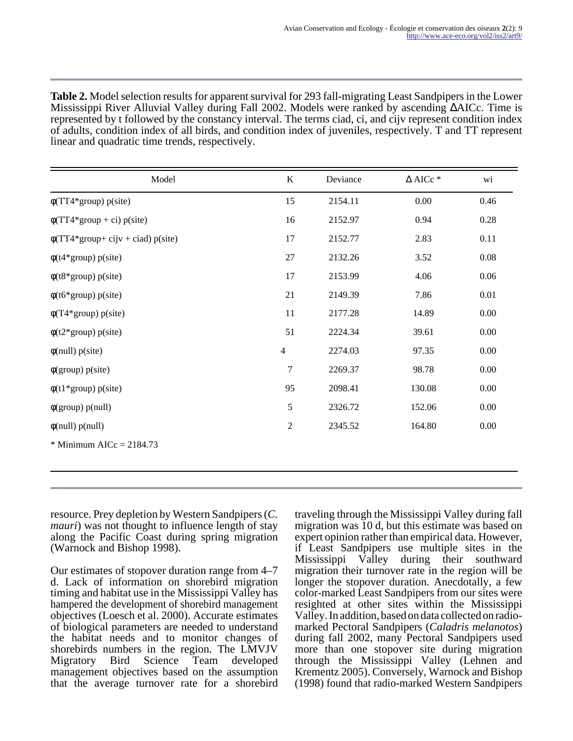**Table 2.** Model selection results for apparent survival for 293 fall-migrating Least Sandpipers in the Lower Mississippi River Alluvial Valley during Fall 2002. Models were ranked by ascending ΔAICc. Time is represented by t followed by the constancy interval. The terms ciad, ci, and cijv represent condition index of adults, condition index of all birds, and condition index of juveniles, respectively. T and TT represent linear and quadratic time trends, respectively.

| Model | K | Deviance | Δ AICc * | wi |
|---|---|---|---|---|
| φ(TT4*group) p(site) | 15 | 2154.11 | 0.00 | 0.46 |
| φ(TT4*group + ci) p(site) | 16 | 2152.97 | 0.94 | 0.28 |
| φ(TT4*group+ cijv + ciad) p(site) | 17 | 2152.77 | 2.83 | 0.11 |
| φ(t4*group) p(site) | 27 | 2132.26 | 3.52 | 0.08 |
| φ(t8*group) p(site) | 17 | 2153.99 | 4.06 | 0.06 |
| φ(t6*group) p(site) | 21 | 2149.39 | 7.86 | 0.01 |
| φ(T4*group) p(site) | 11 | 2177.28 | 14.89 | 0.00 |
| φ(t2*group) p(site) | 51 | 2224.34 | 39.61 | 0.00 |
| φ(null) p(site) | 4 | 2274.03 | 97.35 | 0.00 |
| φ(group) p(site) | 7 | 2269.37 | 98.78 | 0.00 |
| φ(t1*group) p(site) | 95 | 2098.41 | 130.08 | 0.00 |
| φ(group) p(null) | 5 | 2326.72 | 152.06 | 0.00 |
| φ(null) p(null) | 2 | 2345.52 | 164.80 | 0.00 |

\* Minimum AICc = 2184.73

resource. Prey depletion by Western Sandpipers (*C. mauri*) was not thought to influence length of stay along the Pacific Coast during spring migration (Warnock and Bishop 1998).

Our estimates of stopover duration range from 4–7 d. Lack of information on shorebird migration timing and habitat use in the Mississippi Valley has hampered the development of shorebird management objectives (Loesch et al. 2000). Accurate estimates of biological parameters are needed to understand the habitat needs and to monitor changes of shorebirds numbers in the region. The LMVJV Migratory Bird Science Team developed management objectives based on the assumption that the average turnover rate for a shorebird traveling through the Mississippi Valley during fall migration was 10 d, but this estimate was based on expert opinion rather than empirical data. However, if Least Sandpipers use multiple sites in the Mississippi Valley during their southward migration their turnover rate in the region will be longer the stopover duration. Anecdotally, a few color-marked Least Sandpipers from our sites were resighted at other sites within the Mississippi Valley. In addition, based on data collected on radio-marked Pectoral Sandpipers (*Caladris melanotos*) during fall 2002, many Pectoral Sandpipers used more than one stopover site during migration through the Mississippi Valley (Lehnen and Krementz 2005). Conversely, Warnock and Bishop (1998) found that radio-marked Western Sandpipers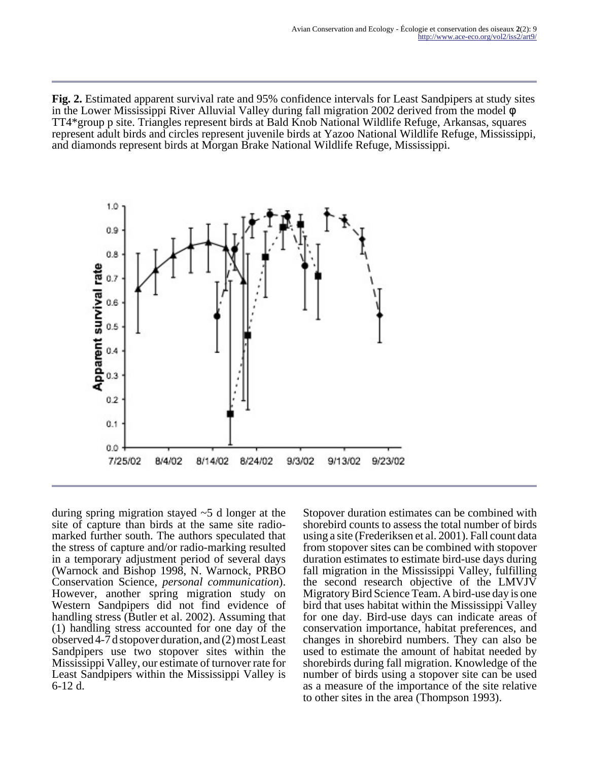**Fig. 2.** Estimated apparent survival rate and 95% confidence intervals for Least Sandpipers at study sites in the Lower Mississippi River Alluvial Valley during fall migration 2002 derived from the model φ TT4*group p site. Triangles represent birds at Bald Knob National Wildlife Refuge, Arkansas, squares represent adult birds and circles represent juvenile birds at Yazoo National Wildlife Refuge, Mississippi, and diamonds represent birds at Morgan Brake National Wildlife Refuge, Mississippi.

during spring migration stayed ~5 d longer at the site of capture than birds at the same site radio-marked further south. The authors speculated that the stress of capture and/or radio-marking resulted in a temporary adjustment period of several days (Warnock and Bishop 1998, N. Warnock, PRBO Conservation Science, *personal communication*). However, another spring migration study on Western Sandpipers did not find evidence of handling stress (Butler et al. 2002). Assuming that (1) handling stress accounted for one day of the observed 4-7 d stopover duration, and (2) most Least Sandpipers use two stopover sites within the Mississippi Valley, our estimate of turnover rate for Least Sandpipers within the Mississippi Valley is 6-12 d.

Stopover duration estimates can be combined with shorebird counts to assess the total number of birds using a site (Frederiksen et al. 2001). Fall count data from stopover sites can be combined with stopover duration estimates to estimate bird-use days during fall migration in the Mississippi Valley, fulfilling the second research objective of the LMVJV Migratory Bird Science Team. A bird-use day is one bird that uses habitat within the Mississippi Valley for one day. Bird-use days can indicate areas of conservation importance, habitat preferences, and changes in shorebird numbers. They can also be used to estimate the amount of habitat needed by shorebirds during fall migration. Knowledge of the number of birds using a stopover site can be used as a measure of the importance of the site relative to other sites in the area (Thompson 1993).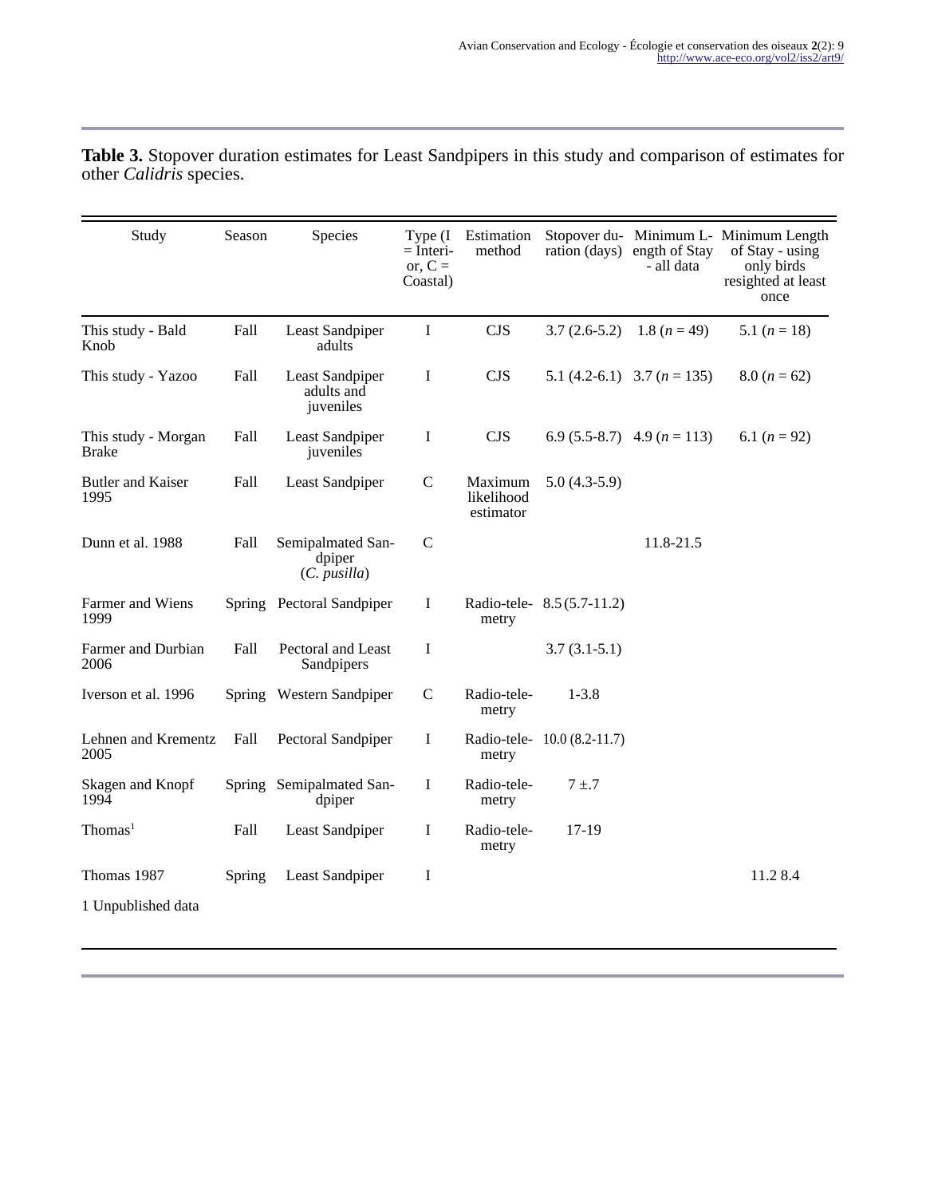**Table 3.** Stopover duration estimates for Least Sandpipers in this study and comparison of estimates for other *Calidris* species.

| Study | Season | Species | Type (I = Interior, C = Coastal) | Estimation method | Stopover duration (days) | Minimum Length of Stay - all data | Minimum Length of Stay - using only birds resighted at least once |
|---|---|---|---|---|---|---|---|
| This study - Bald Knob | Fall | Least Sandpiper adults | I | CJS | 3.7 (2.6-5.2) | 1.8 ($n$ = 49) | 5.1 ($n$ = 18) |
| This study - Yazoo | Fall | Least Sandpiper adults and juveniles | I | CJS | 5.1 (4.2-6.1) | 3.7 ($n$ = 135) | 8.0 ($n$ = 62) |
| This study - Morgan Brake | Fall | Least Sandpiper juveniles | I | CJS | 6.9 (5.5-8.7) | 4.9 ($n$ = 113) | 6.1 ($n$ = 92) |
| Butler and Kaiser 1995 | Fall | Least Sandpiper | C | Maximum likelihood estimator | 5.0 (4.3-5.9) | | |
| Dunn et al. 1988 | Fall | Semipalmated Sandpiper (*C. pusilla*) | C | | | 11.8-21.5 | |
| Farmer and Wiens 1999 | Spring | Pectoral Sandpiper | I | Radio-telemetry | 8.5 (5.7-11.2) | | |
| Farmer and Durbian 2006 | Fall | Pectoral and Least Sandpipers | I | | 3.7 (3.1-5.1) | | |
| Iverson et al. 1996 | Spring | Western Sandpiper | C | Radio-telemetry | 1-3.8 | | |
| Lehnen and Krementz 2005 | Fall | Pectoral Sandpiper | I | Radio-telemetry | 10.0 (8.2-11.7) | | |
| Skagen and Knopf 1994 | Spring | Semipalmated Sandpiper | I | Radio-telemetry | 7 ±.7 | | |
| Thomas[1] | Fall | Least Sandpiper | I | Radio-telemetry | 17-19 | | |
| Thomas 1987 | Spring | Least Sandpiper | I | | | | 11.2 8.4 |

1 Unpublished data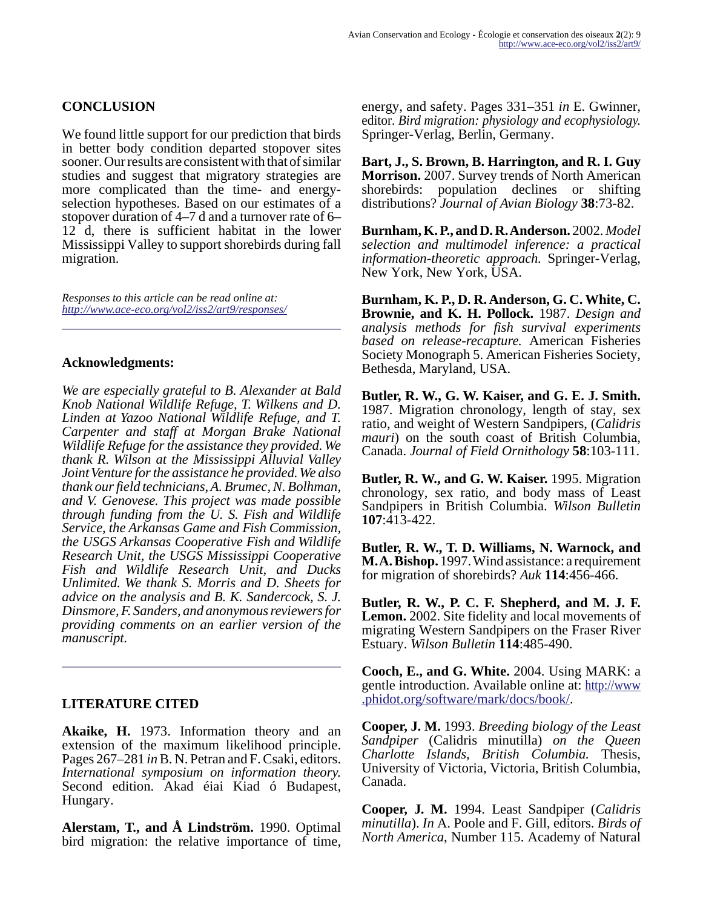## CONCLUSION

We found little support for our prediction that birds in better body condition departed stopover sites sooner. Our results are consistent with that of similar studies and suggest that migratory strategies are more complicated than the time- and energy-selection hypotheses. Based on our estimates of a stopover duration of 4–7 d and a turnover rate of 6–12 d, there is sufficient habitat in the lower Mississippi Valley to support shorebirds during fall migration.

*Responses to this article can be read online at:*
*http://www.ace-eco.org/vol2/iss2/art9/responses/*

---

## Acknowledgments:

*We are especially grateful to B. Alexander at Bald Knob National Wildlife Refuge, T. Wilkens and D. Linden at Yazoo National Wildlife Refuge, and T. Carpenter and staff at Morgan Brake National Wildlife Refuge for the assistance they provided. We thank R. Wilson at the Mississippi Alluvial Valley Joint Venture for the assistance he provided. We also thank our field technicians, A. Brumec, N. Bolhman, and V. Genovese. This project was made possible through funding from the U. S. Fish and Wildlife Service, the Arkansas Game and Fish Commission, the USGS Arkansas Cooperative Fish and Wildlife Research Unit, the USGS Mississippi Cooperative Fish and Wildlife Research Unit, and Ducks Unlimited. We thank S. Morris and D. Sheets for advice on the analysis and B. K. Sandercock, S. J. Dinsmore, F. Sanders, and anonymous reviewers for providing comments on an earlier version of the manuscript.*

---

## LITERATURE CITED

**Akaike, H.** 1973. Information theory and an extension of the maximum likelihood principle. Pages 267–281 *in* B. N. Petran and F. Csaki, editors. *International symposium on information theory.* Second edition. Akad éiai Kiad ó Budapest, Hungary.

**Alerstam, T., and Å Lindström.** 1990. Optimal bird migration: the relative importance of time, energy, and safety. Pages 331–351 *in* E. Gwinner, editor. *Bird migration: physiology and ecophysiology.* Springer-Verlag, Berlin, Germany.

**Bart, J., S. Brown, B. Harrington, and R. I. Guy Morrison.** 2007. Survey trends of North American shorebirds: population declines or shifting distributions? *Journal of Avian Biology* **38**:73-82.

**Burnham, K. P., and D. R. Anderson.** 2002. *Model selection and multimodel inference: a practical information-theoretic approach.* Springer-Verlag, New York, New York, USA.

**Burnham, K. P., D. R. Anderson, G. C. White, C. Brownie, and K. H. Pollock.** 1987. *Design and analysis methods for fish survival experiments based on release-recapture.* American Fisheries Society Monograph 5. American Fisheries Society, Bethesda, Maryland, USA.

**Butler, R. W., G. W. Kaiser, and G. E. J. Smith.** 1987. Migration chronology, length of stay, sex ratio, and weight of Western Sandpipers, (*Calidris mauri*) on the south coast of British Columbia, Canada. *Journal of Field Ornithology* **58**:103-111.

**Butler, R. W., and G. W. Kaiser.** 1995. Migration chronology, sex ratio, and body mass of Least Sandpipers in British Columbia. *Wilson Bulletin* **107**:413-422.

**Butler, R. W., T. D. Williams, N. Warnock, and M. A. Bishop.** 1997. Wind assistance: a requirement for migration of shorebirds? *Auk* **114**:456-466.

**Butler, R. W., P. C. F. Shepherd, and M. J. F. Lemon.** 2002. Site fidelity and local movements of migrating Western Sandpipers on the Fraser River Estuary. *Wilson Bulletin* **114**:485-490.

**Cooch, E., and G. White.** 2004. Using MARK: a gentle introduction. Available online at: http://www.phidot.org/software/mark/docs/book/.

**Cooper, J. M.** 1993. *Breeding biology of the Least Sandpiper* (Calidris minutilla) *on the Queen Charlotte Islands, British Columbia.* Thesis, University of Victoria, Victoria, British Columbia, Canada.

**Cooper, J. M.** 1994. Least Sandpiper (*Calidris minutilla*). *In* A. Poole and F. Gill, editors. *Birds of North America*, Number 115. Academy of Natural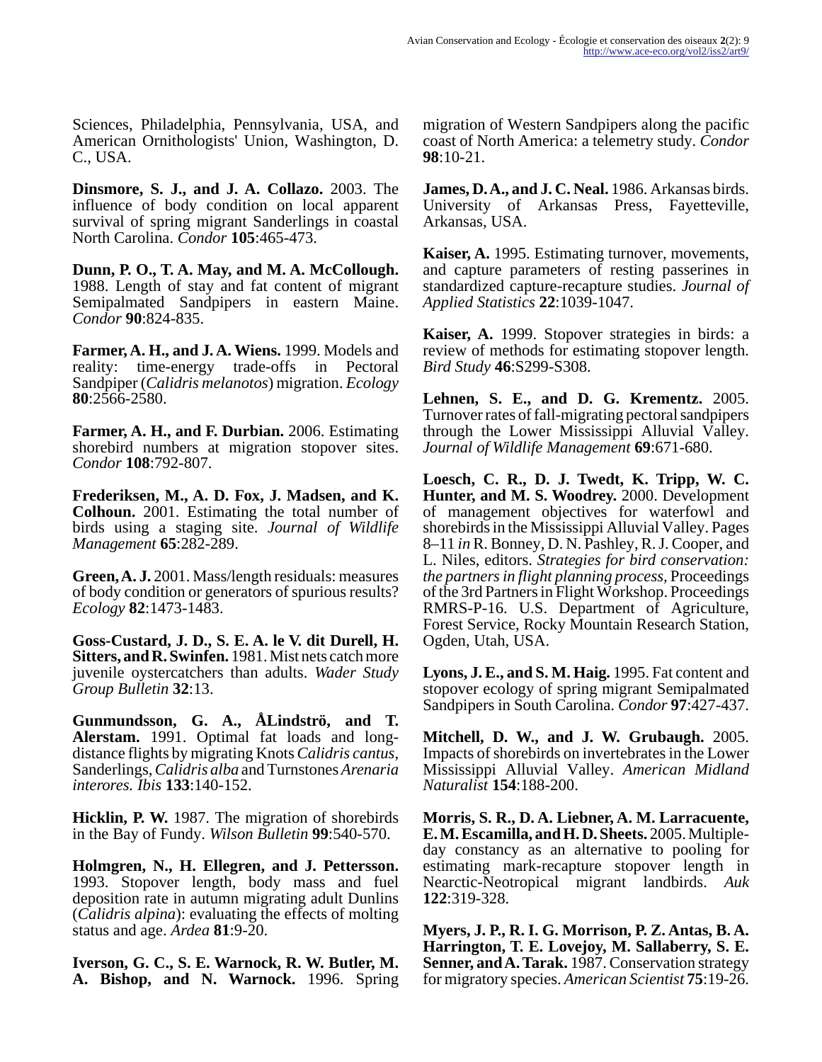Sciences, Philadelphia, Pennsylvania, USA, and American Ornithologists' Union, Washington, D. C., USA.

**Dinsmore, S. J., and J. A. Collazo.** 2003. The influence of body condition on local apparent survival of spring migrant Sanderlings in coastal North Carolina. *Condor* **105**:465-473.

**Dunn, P. O., T. A. May, and M. A. McCollough.** 1988. Length of stay and fat content of migrant Semipalmated Sandpipers in eastern Maine. *Condor* **90**:824-835.

**Farmer, A. H., and J. A. Wiens.** 1999. Models and reality: time-energy trade-offs in Pectoral Sandpiper (*Calidris melanotos*) migration. *Ecology* **80**:2566-2580.

**Farmer, A. H., and F. Durbian.** 2006. Estimating shorebird numbers at migration stopover sites. *Condor* **108**:792-807.

**Frederiksen, M., A. D. Fox, J. Madsen, and K. Colhoun.** 2001. Estimating the total number of birds using a staging site. *Journal of Wildlife Management* **65**:282-289.

**Green, A. J.** 2001. Mass/length residuals: measures of body condition or generators of spurious results? *Ecology* **82**:1473-1483.

**Goss-Custard, J. D., S. E. A. le V. dit Durell, H. Sitters, and R. Swinfen.** 1981. Mist nets catch more juvenile oystercatchers than adults. *Wader Study Group Bulletin* **32**:13.

**Gunmundsson, G. A., ÅLindströ, and T. Alerstam.** 1991. Optimal fat loads and long-distance flights by migrating Knots *Calidris cantus*, Sanderlings, *Calidris alba* and Turnstones *Arenaria interores. Ibis* **133**:140-152.

**Hicklin, P. W.** 1987. The migration of shorebirds in the Bay of Fundy. *Wilson Bulletin* **99**:540-570.

**Holmgren, N., H. Ellegren, and J. Pettersson.** 1993. Stopover length, body mass and fuel deposition rate in autumn migrating adult Dunlins (*Calidris alpina*): evaluating the effects of molting status and age. *Ardea* **81**:9-20.

**Iverson, G. C., S. E. Warnock, R. W. Butler, M. A. Bishop, and N. Warnock.** 1996. Spring migration of Western Sandpipers along the pacific coast of North America: a telemetry study. *Condor* **98**:10-21.

**James, D. A., and J. C. Neal.** 1986. Arkansas birds. University of Arkansas Press, Fayetteville, Arkansas, USA.

**Kaiser, A.** 1995. Estimating turnover, movements, and capture parameters of resting passerines in standardized capture-recapture studies. *Journal of Applied Statistics* **22**:1039-1047.

**Kaiser, A.** 1999. Stopover strategies in birds: a review of methods for estimating stopover length. *Bird Study* **46**:S299-S308.

**Lehnen, S. E., and D. G. Krementz.** 2005. Turnover rates of fall-migrating pectoral sandpipers through the Lower Mississippi Alluvial Valley. *Journal of Wildlife Management* **69**:671-680.

**Loesch, C. R., D. J. Twedt, K. Tripp, W. C. Hunter, and M. S. Woodrey.** 2000. Development of management objectives for waterfowl and shorebirds in the Mississippi Alluvial Valley. Pages 8–11 *in* R. Bonney, D. N. Pashley, R. J. Cooper, and L. Niles, editors. *Strategies for bird conservation: the partners in flight planning process*, Proceedings of the 3rd Partners in Flight Workshop. Proceedings RMRS-P-16. U.S. Department of Agriculture, Forest Service, Rocky Mountain Research Station, Ogden, Utah, USA.

**Lyons, J. E., and S. M. Haig.** 1995. Fat content and stopover ecology of spring migrant Semipalmated Sandpipers in South Carolina. *Condor* **97**:427-437.

**Mitchell, D. W., and J. W. Grubaugh.** 2005. Impacts of shorebirds on invertebrates in the Lower Mississippi Alluvial Valley. *American Midland Naturalist* **154**:188-200.

**Morris, S. R., D. A. Liebner, A. M. Larracuente, E. M. Escamilla, and H. D. Sheets.** 2005. Multiple-day constancy as an alternative to pooling for estimating mark-recapture stopover length in Nearctic-Neotropical migrant landbirds. *Auk* **122**:319-328.

**Myers, J. P., R. I. G. Morrison, P. Z. Antas, B. A. Harrington, T. E. Lovejoy, M. Sallaberry, S. E. Senner, and A. Tarak.** 1987. Conservation strategy for migratory species. *American Scientist* **75**:19-26.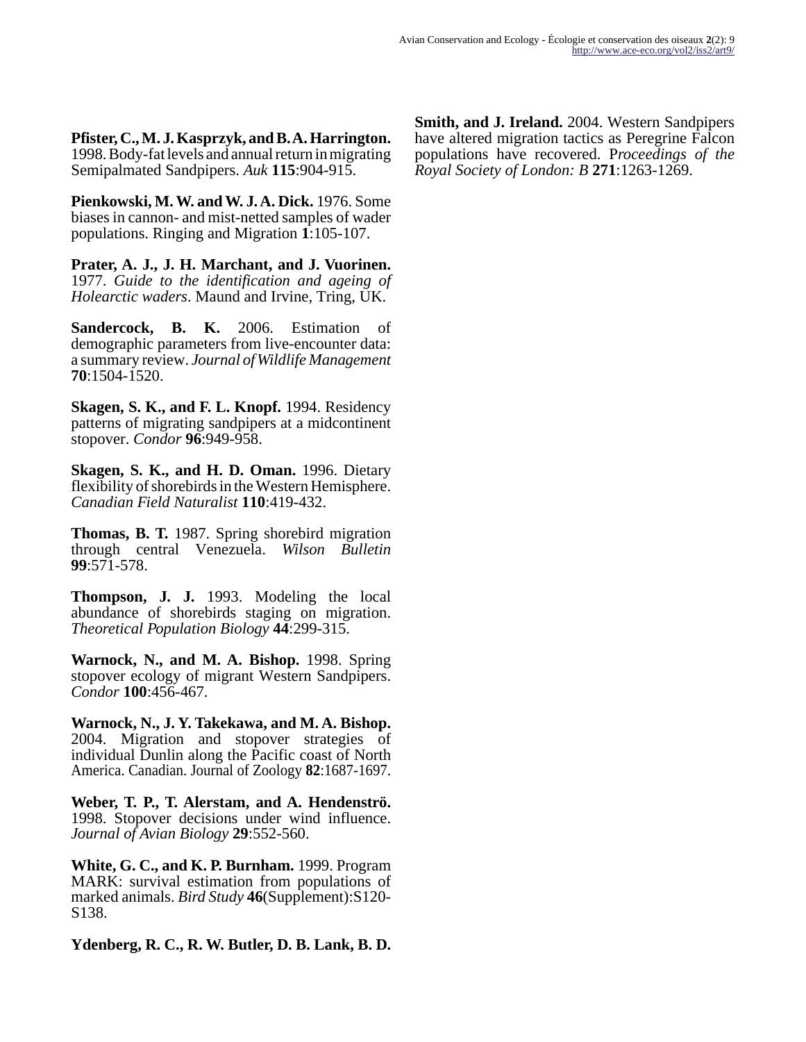**Pfister, C., M. J. Kasprzyk, and B. A. Harrington.** 1998. Body-fat levels and annual return in migrating Semipalmated Sandpipers. *Auk* **115**:904-915.

**Pienkowski, M. W. and W. J. A. Dick.** 1976. Some biases in cannon- and mist-netted samples of wader populations. Ringing and Migration **1**:105-107.

**Prater, A. J., J. H. Marchant, and J. Vuorinen.** 1977. *Guide to the identification and ageing of Holearctic waders*. Maund and Irvine, Tring, UK.

**Sandercock, B. K.** 2006. Estimation of demographic parameters from live-encounter data: a summary review. *Journal of Wildlife Management* **70**:1504-1520.

**Skagen, S. K., and F. L. Knopf.** 1994. Residency patterns of migrating sandpipers at a midcontinent stopover. *Condor* **96**:949-958.

**Skagen, S. K., and H. D. Oman.** 1996. Dietary flexibility of shorebirds in the Western Hemisphere. *Canadian Field Naturalist* **110**:419-432.

**Thomas, B. T.** 1987. Spring shorebird migration through central Venezuela. *Wilson Bulletin* **99**:571-578.

**Thompson, J. J.** 1993. Modeling the local abundance of shorebirds staging on migration. *Theoretical Population Biology* **44**:299-315.

**Warnock, N., and M. A. Bishop.** 1998. Spring stopover ecology of migrant Western Sandpipers. *Condor* **100**:456-467.

**Warnock, N., J. Y. Takekawa, and M. A. Bishop.** 2004. Migration and stopover strategies of individual Dunlin along the Pacific coast of North America. Canadian. Journal of Zoology **82**:1687-1697.

**Weber, T. P., T. Alerstam, and A. Hendenströ.** 1998. Stopover decisions under wind influence. *Journal of Avian Biology* **29**:552-560.

**White, G. C., and K. P. Burnham.** 1999. Program MARK: survival estimation from populations of marked animals. *Bird Study* **46**(Supplement):S120-S138.

**Ydenberg, R. C., R. W. Butler, D. B. Lank, B. D. Smith, and J. Ireland.** 2004. Western Sandpipers have altered migration tactics as Peregrine Falcon populations have recovered. P*roceedings of the Royal Society of London: B* **271**:1263-1269.